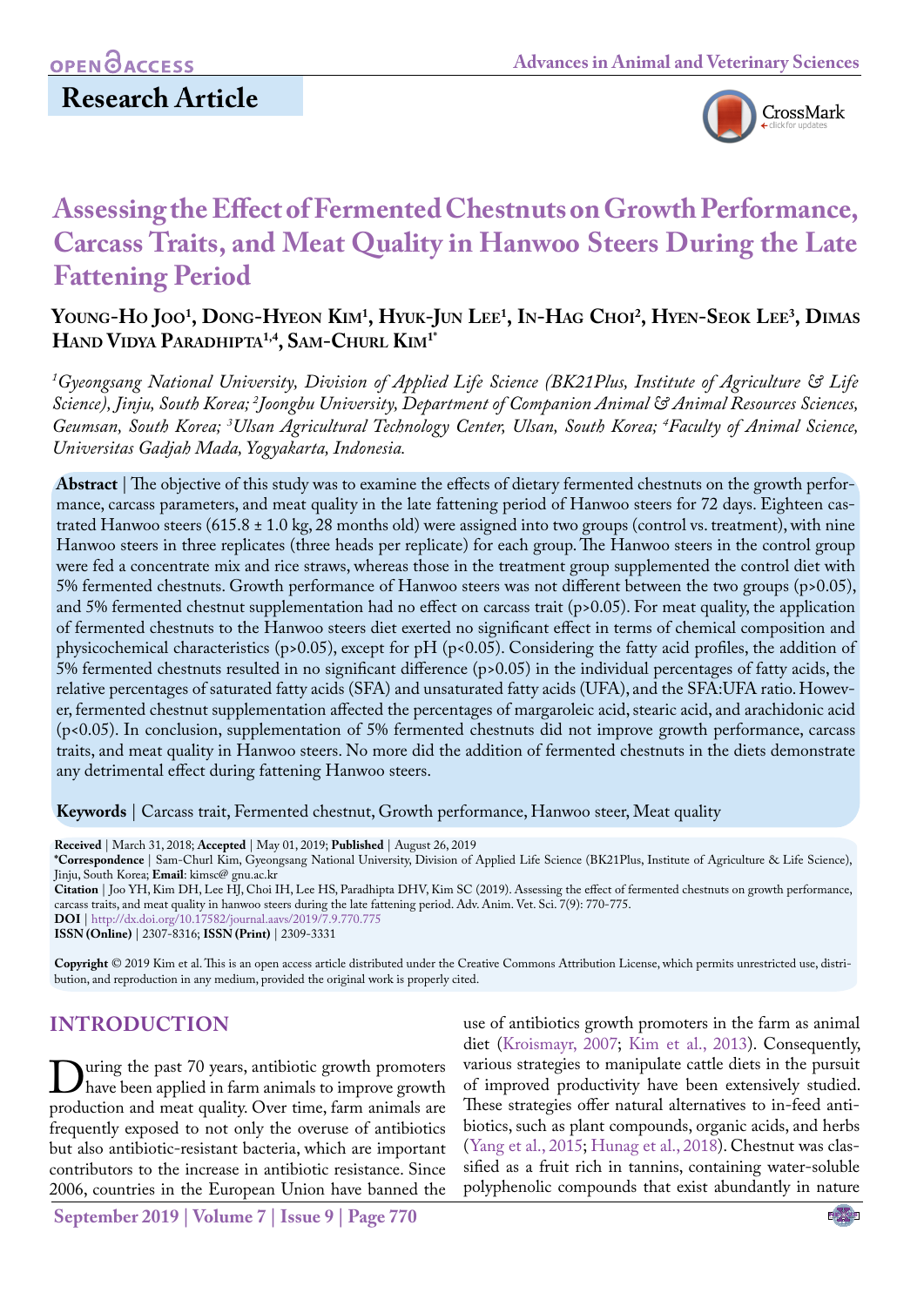OPEN ACCESS

## Research Article

# Assessing the Effect of Fermented Chestnuts on Growth Performance, Carcass Traits, and Meat Quality in Hanwoo Steers During the Late Fattening Period

**Young-Ho Joo[1], Dong-Hyeon Kim[1], Hyuk-Jun Lee[1], In-Hag Choi[2], Hyen-Seok Lee[3], Dimas Hand Vidya Paradhipta[1,4], Sam-Churl Kim[1*]**

*[1]Gyeongsang National University, Division of Applied Life Science (BK21Plus, Institute of Agriculture & Life Science), Jinju, South Korea; [2]Joongbu University, Department of Companion Animal & Animal Resources Sciences, Geumsan, South Korea; [3]Ulsan Agricultural Technology Center, Ulsan, South Korea; [4]Faculty of Animal Science, Universitas Gadjah Mada, Yogyakarta, Indonesia.*

**Abstract** | The objective of this study was to examine the effects of dietary fermented chestnuts on the growth performance, carcass parameters, and meat quality in the late fattening period of Hanwoo steers for 72 days. Eighteen castrated Hanwoo steers (615.8 ± 1.0 kg, 28 months old) were assigned into two groups (control vs. treatment), with nine Hanwoo steers in three replicates (three heads per replicate) for each group. The Hanwoo steers in the control group were fed a concentrate mix and rice straws, whereas those in the treatment group supplemented the control diet with 5% fermented chestnuts. Growth performance of Hanwoo steers was not different between the two groups ($p>0.05$), and 5% fermented chestnut supplementation had no effect on carcass trait ($p>0.05$). For meat quality, the application of fermented chestnuts to the Hanwoo steers diet exerted no significant effect in terms of chemical composition and physicochemical characteristics ($p>0.05$), except for pH ($p<0.05$). Considering the fatty acid profiles, the addition of 5% fermented chestnuts resulted in no significant difference ($p>0.05$) in the individual percentages of fatty acids, the relative percentages of saturated fatty acids (SFA) and unsaturated fatty acids (UFA), and the SFA:UFA ratio. However, fermented chestnut supplementation affected the percentages of margaroleic acid, stearic acid, and arachidonic acid ($p<0.05$). In conclusion, supplementation of 5% fermented chestnuts did not improve growth performance, carcass traits, and meat quality in Hanwoo steers. No more did the addition of fermented chestnuts in the diets demonstrate any detrimental effect during fattening Hanwoo steers.

**Keywords** | Carcass trait, Fermented chestnut, Growth performance, Hanwoo steer, Meat quality

**Received** | March 31, 2018; **Accepted** | May 01, 2019; **Published** | August 26, 2019
**\*Correspondence** | Sam-Churl Kim, Gyeongsang National University, Division of Applied Life Science (BK21Plus, Institute of Agriculture & Life Science), Jinju, South Korea; **Email**: kimsc@ gnu.ac.kr
**Citation** | Joo YH, Kim DH, Lee HJ, Choi IH, Lee HS, Paradhipta DHV, Kim SC (2019). Assessing the effect of fermented chestnuts on growth performance, carcass traits, and meat quality in hanwoo steers during the late fattening period. Adv. Anim. Vet. Sci. 7(9): 770-775.
**DOI** | http://dx.doi.org/10.17582/journal.aavs/2019/7.9.770.775
**ISSN (Online)** | 2307-8316; **ISSN (Print)** | 2309-3331

**Copyright** © 2019 Kim et al. This is an open access article distributed under the Creative Commons Attribution License, which permits unrestricted use, distribution, and reproduction in any medium, provided the original work is properly cited.

## INTRODUCTION

During the past 70 years, antibiotic growth promoters have been applied in farm animals to improve growth production and meat quality. Over time, farm animals are frequently exposed to not only the overuse of antibiotics but also antibiotic-resistant bacteria, which are important contributors to the increase in antibiotic resistance. Since 2006, countries in the European Union have banned the use of antibiotics growth promoters in the farm as animal diet (Kroismayr, 2007; Kim et al., 2013). Consequently, various strategies to manipulate cattle diets in the pursuit of improved productivity have been extensively studied. These strategies offer natural alternatives to in-feed antibiotics, such as plant compounds, organic acids, and herbs (Yang et al., 2015; Hunag et al., 2018). Chestnut was classified as a fruit rich in tannins, containing water-soluble polyphenolic compounds that exist abundantly in nature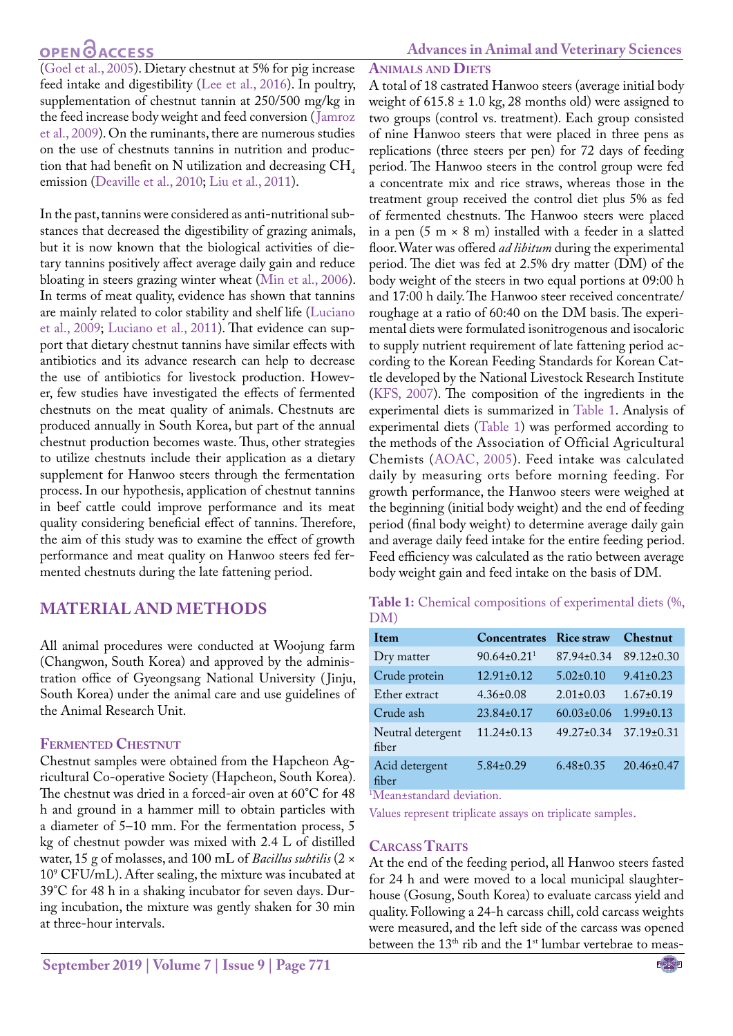(Goel et al., 2005). Dietary chestnut at 5% for pig increase feed intake and digestibility (Lee et al., 2016). In poultry, supplementation of chestnut tannin at 250/500 mg/kg in the feed increase body weight and feed conversion (Jamroz et al., 2009). On the ruminants, there are numerous studies on the use of chestnuts tannins in nutrition and production that had benefit on N utilization and decreasing $CH_4$ emission (Deaville et al., 2010; Liu et al., 2011).

In the past, tannins were considered as anti-nutritional substances that decreased the digestibility of grazing animals, but it is now known that the biological activities of dietary tannins positively affect average daily gain and reduce bloating in steers grazing winter wheat (Min et al., 2006). In terms of meat quality, evidence has shown that tannins are mainly related to color stability and shelf life (Luciano et al., 2009; Luciano et al., 2011). That evidence can support that dietary chestnut tannins have similar effects with antibiotics and its advance research can help to decrease the use of antibiotics for livestock production. However, few studies have investigated the effects of fermented chestnuts on the meat quality of animals. Chestnuts are produced annually in South Korea, but part of the annual chestnut production becomes waste. Thus, other strategies to utilize chestnuts include their application as a dietary supplement for Hanwoo steers through the fermentation process. In our hypothesis, application of chestnut tannins in beef cattle could improve performance and its meat quality considering beneficial effect of tannins. Therefore, the aim of this study was to examine the effect of growth performance and meat quality on Hanwoo steers fed fermented chestnuts during the late fattening period.

## MATERIAL AND METHODS

All animal procedures were conducted at Woojung farm (Changwon, South Korea) and approved by the administration office of Gyeongsang National University (Jinju, South Korea) under the animal care and use guidelines of the Animal Research Unit.

### Fermented Chestnut

Chestnut samples were obtained from the Hapcheon Agricultural Co-operative Society (Hapcheon, South Korea). The chestnut was dried in a forced-air oven at 60°C for 48 h and ground in a hammer mill to obtain particles with a diameter of 5–10 mm. For the fermentation process, 5 kg of chestnut powder was mixed with 2.4 L of distilled water, 15 g of molasses, and 100 mL of *Bacillus subtilis* ($2 \times 10^9$ CFU/mL). After sealing, the mixture was incubated at 39°C for 48 h in a shaking incubator for seven days. During incubation, the mixture was gently shaken for 30 min at three-hour intervals.

### Animals and Diets

A total of 18 castrated Hanwoo steers (average initial body weight of 615.8 ± 1.0 kg, 28 months old) were assigned to two groups (control vs. treatment). Each group consisted of nine Hanwoo steers that were placed in three pens as replications (three steers per pen) for 72 days of feeding period. The Hanwoo steers in the control group were fed a concentrate mix and rice straws, whereas those in the treatment group received the control diet plus 5% as fed of fermented chestnuts. The Hanwoo steers were placed in a pen (5 m × 8 m) installed with a feeder in a slatted floor. Water was offered *ad libitum* during the experimental period. The diet was fed at 2.5% dry matter (DM) of the body weight of the steers in two equal portions at 09:00 h and 17:00 h daily. The Hanwoo steer received concentrate/roughage at a ratio of 60:40 on the DM basis. The experimental diets were formulated isonitrogenous and isocaloric to supply nutrient requirement of late fattening period according to the Korean Feeding Standards for Korean Cattle developed by the National Livestock Research Institute (KFS, 2007). The composition of the ingredients in the experimental diets is summarized in Table 1. Analysis of experimental diets (Table 1) was performed according to the methods of the Association of Official Agricultural Chemists (AOAC, 2005). Feed intake was calculated daily by measuring orts before morning feeding. For growth performance, the Hanwoo steers were weighed at the beginning (initial body weight) and the end of feeding period (final body weight) to determine average daily gain and average daily feed intake for the entire feeding period. Feed efficiency was calculated as the ratio between average body weight gain and feed intake on the basis of DM.

**Table 1:** Chemical compositions of experimental diets (%, DM)

| Item | Concentrates | Rice straw | Chestnut |
|---|---|---|---|
| Dry matter | 90.64±0.21[1] | 87.94±0.34 | 89.12±0.30 |
| Crude protein | 12.91±0.12 | 5.02±0.10 | 9.41±0.23 |
| Ether extract | 4.36±0.08 | 2.01±0.03 | 1.67±0.19 |
| Crude ash | 23.84±0.17 | 60.03±0.06 | 1.99±0.13 |
| Neutral detergent fiber | 11.24±0.13 | 49.27±0.34 | 37.19±0.31 |
| Acid detergent fiber | 5.84±0.29 | 6.48±0.35 | 20.46±0.47 |

[1]Mean±standard deviation.

Values represent triplicate assays on triplicate samples.

### Carcass Traits

At the end of the feeding period, all Hanwoo steers fasted for 24 h and were moved to a local municipal slaughterhouse (Gosung, South Korea) to evaluate carcass yield and quality. Following a 24-h carcass chill, cold carcass weights were measured, and the left side of the carcass was opened between the 13th rib and the 1st lumbar vertebrae to meas-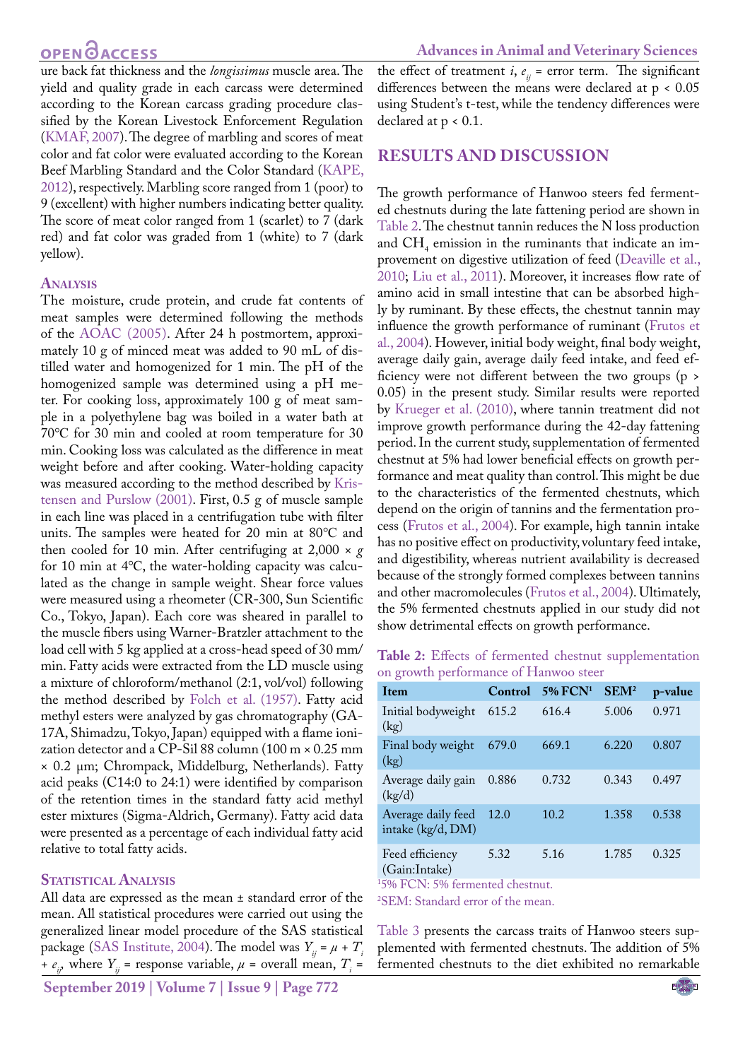ure back fat thickness and the *longissimus* muscle area. The yield and quality grade in each carcass were determined according to the Korean carcass grading procedure classified by the Korean Livestock Enforcement Regulation (KMAF, 2007). The degree of marbling and scores of meat color and fat color were evaluated according to the Korean Beef Marbling Standard and the Color Standard (KAPE, 2012), respectively. Marbling score ranged from 1 (poor) to 9 (excellent) with higher numbers indicating better quality. The score of meat color ranged from 1 (scarlet) to 7 (dark red) and fat color was graded from 1 (white) to 7 (dark yellow).

### Analysis

The moisture, crude protein, and crude fat contents of meat samples were determined following the methods of the AOAC (2005). After 24 h postmortem, approximately 10 g of minced meat was added to 90 mL of distilled water and homogenized for 1 min. The pH of the homogenized sample was determined using a pH meter. For cooking loss, approximately 100 g of meat sample in a polyethylene bag was boiled in a water bath at 70°C for 30 min and cooled at room temperature for 30 min. Cooking loss was calculated as the difference in meat weight before and after cooking. Water-holding capacity was measured according to the method described by Kristensen and Purslow (2001). First, 0.5 g of muscle sample in each line was placed in a centrifugation tube with filter units. The samples were heated for 20 min at 80°C and then cooled for 10 min. After centrifuging at 2,000 × *g* for 10 min at 4°C, the water-holding capacity was calculated as the change in sample weight. Shear force values were measured using a rheometer (CR-300, Sun Scientific Co., Tokyo, Japan). Each core was sheared in parallel to the muscle fibers using Warner-Bratzler attachment to the load cell with 5 kg applied at a cross-head speed of 30 mm/min. Fatty acids were extracted from the LD muscle using a mixture of chloroform/methanol (2:1, vol/vol) following the method described by Folch et al. (1957). Fatty acid methyl esters were analyzed by gas chromatography (GA-17A, Shimadzu, Tokyo, Japan) equipped with a flame ionization detector and a CP-Sil 88 column (100 m × 0.25 mm × 0.2 µm; Chrompack, Middelburg, Netherlands). Fatty acid peaks (C14:0 to 24:1) were identified by comparison of the retention times in the standard fatty acid methyl ester mixtures (Sigma-Aldrich, Germany). Fatty acid data were presented as a percentage of each individual fatty acid relative to total fatty acids.

### Statistical Analysis

All data are expressed as the mean ± standard error of the mean. All statistical procedures were carried out using the generalized linear model procedure of the SAS statistical package (SAS Institute, 2004). The model was $Y_{ij} = \mu + T_i + e_{ij}$, where $Y_{ij}$ = response variable, $\mu$ = overall mean, $T_i$ = the effect of treatment $i$, $e_{ij}$ = error term. The significant differences between the means were declared at $p < 0.05$ using Student's t-test, while the tendency differences were declared at $p < 0.1$.

## RESULTS AND DISCUSSION

The growth performance of Hanwoo steers fed fermented chestnuts during the late fattening period are shown in Table 2. The chestnut tannin reduces the N loss production and $CH_4$ emission in the ruminants that indicate an improvement on digestive utilization of feed (Deaville et al., 2010; Liu et al., 2011). Moreover, it increases flow rate of amino acid in small intestine that can be absorbed highly by ruminant. By these effects, the chestnut tannin may influence the growth performance of ruminant (Frutos et al., 2004). However, initial body weight, final body weight, average daily gain, average daily feed intake, and feed efficiency were not different between the two groups ($p > 0.05$) in the present study. Similar results were reported by Krueger et al. (2010), where tannin treatment did not improve growth performance during the 42-day fattening period. In the current study, supplementation of fermented chestnut at 5% had lower beneficial effects on growth performance and meat quality than control. This might be due to the characteristics of the fermented chestnuts, which depend on the origin of tannins and the fermentation process (Frutos et al., 2004). For example, high tannin intake has no positive effect on productivity, voluntary feed intake, and digestibility, whereas nutrient availability is decreased because of the strongly formed complexes between tannins and other macromolecules (Frutos et al., 2004). Ultimately, the 5% fermented chestnuts applied in our study did not show detrimental effects on growth performance.

**Table 2:** Effects of fermented chestnut supplementation on growth performance of Hanwoo steer

| Item | Control | 5% FCN[1] | SEM[2] | p-value |
|---|---|---|---|---|
| Initial bodyweight (kg) | 615.2 | 616.4 | 5.006 | 0.971 |
| Final body weight (kg) | 679.0 | 669.1 | 6.220 | 0.807 |
| Average daily gain (kg/d) | 0.886 | 0.732 | 0.343 | 0.497 |
| Average daily feed intake (kg/d, DM) | 12.0 | 10.2 | 1.358 | 0.538 |
| Feed efficiency (Gain:Intake) | 5.32 | 5.16 | 1.785 | 0.325 |

[1]5% FCN: 5% fermented chestnut.
[2]SEM: Standard error of the mean.

Table 3 presents the carcass traits of Hanwoo steers supplemented with fermented chestnuts. The addition of 5% fermented chestnuts to the diet exhibited no remarkable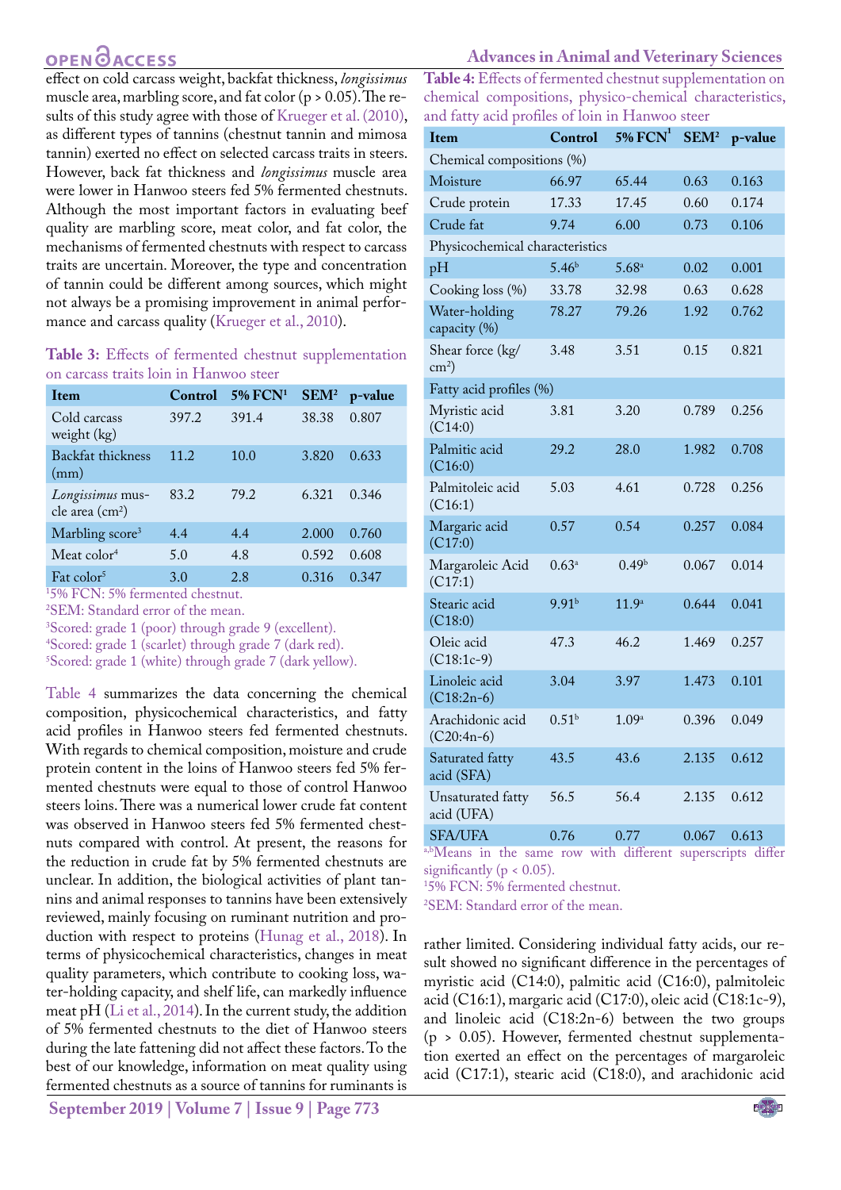effect on cold carcass weight, backfat thickness, *longissimus* muscle area, marbling score, and fat color ($p > 0.05$). The results of this study agree with those of Krueger et al. (2010), as different types of tannins (chestnut tannin and mimosa tannin) exerted no effect on selected carcass traits in steers. However, back fat thickness and *longissimus* muscle area were lower in Hanwoo steers fed 5% fermented chestnuts. Although the most important factors in evaluating beef quality are marbling score, meat color, and fat color, the mechanisms of fermented chestnuts with respect to carcass traits are uncertain. Moreover, the type and concentration of tannin could be different among sources, which might not always be a promising improvement in animal performance and carcass quality (Krueger et al., 2010).

**Table 3:** Effects of fermented chestnut supplementation on carcass traits loin in Hanwoo steer

| Item | Control | 5% FCN[1] | SEM[2] | p-value |
|---|---|---|---|---|
| Cold carcass weight (kg) | 397.2 | 391.4 | 38.38 | 0.807 |
| Backfat thickness (mm) | 11.2 | 10.0 | 3.820 | 0.633 |
| *Longissimus* muscle area ($cm^2$) | 83.2 | 79.2 | 6.321 | 0.346 |
| Marbling score[3] | 4.4 | 4.4 | 2.000 | 0.760 |
| Meat color[4] | 5.0 | 4.8 | 0.592 | 0.608 |
| Fat color[5] | 3.0 | 2.8 | 0.316 | 0.347 |

[1]5% FCN: 5% fermented chestnut.
[2]SEM: Standard error of the mean.
[3]Scored: grade 1 (poor) through grade 9 (excellent).
[4]Scored: grade 1 (scarlet) through grade 7 (dark red).
[5]Scored: grade 1 (white) through grade 7 (dark yellow).

Table 4 summarizes the data concerning the chemical composition, physicochemical characteristics, and fatty acid profiles in Hanwoo steers fed fermented chestnuts. With regards to chemical composition, moisture and crude protein content in the loins of Hanwoo steers fed 5% fermented chestnuts were equal to those of control Hanwoo steers loins. There was a numerical lower crude fat content was observed in Hanwoo steers fed 5% fermented chestnuts compared with control. At present, the reasons for the reduction in crude fat by 5% fermented chestnuts are unclear. In addition, the biological activities of plant tannins and animal responses to tannins have been extensively reviewed, mainly focusing on ruminant nutrition and production with respect to proteins (Hunag et al., 2018). In terms of physicochemical characteristics, changes in meat quality parameters, which contribute to cooking loss, water-holding capacity, and shelf life, can markedly influence meat pH (Li et al., 2014). In the current study, the addition of 5% fermented chestnuts to the diet of Hanwoo steers during the late fattening did not affect these factors. To the best of our knowledge, information on meat quality using fermented chestnuts as a source of tannins for ruminants is rather limited. Considering individual fatty acids, our result showed no significant difference in the percentages of myristic acid (C14:0), palmitic acid (C16:0), palmitoleic acid (C16:1), margaric acid (C17:0), oleic acid (C18:1c-9), and linoleic acid (C18:2n-6) between the two groups ($p > 0.05$). However, fermented chestnut supplementation exerted an effect on the percentages of margaroleic acid (C17:1), stearic acid (C18:0), and arachidonic acid

**Table 4:** Effects of fermented chestnut supplementation on chemical compositions, physico-chemical characteristics, and fatty acid profiles of loin in Hanwoo steer

| Item | Control | 5% FCN[1] | SEM[2] | p-value |
|---|---|---|---|---|
| Chemical compositions (%) | | | | |
| Moisture | 66.97 | 65.44 | 0.63 | 0.163 |
| Crude protein | 17.33 | 17.45 | 0.60 | 0.174 |
| Crude fat | 9.74 | 6.00 | 0.73 | 0.106 |
| Physicochemical characteristics | | | | |
| pH | 5.46[b] | 5.68[a] | 0.02 | 0.001 |
| Cooking loss (%) | 33.78 | 32.98 | 0.63 | 0.628 |
| Water-holding capacity (%) | 78.27 | 79.26 | 1.92 | 0.762 |
| Shear force (kg/$cm^2$) | 3.48 | 3.51 | 0.15 | 0.821 |
| Fatty acid profiles (%) | | | | |
| Myristic acid (C14:0) | 3.81 | 3.20 | 0.789 | 0.256 |
| Palmitic acid (C16:0) | 29.2 | 28.0 | 1.982 | 0.708 |
| Palmitoleic acid (C16:1) | 5.03 | 4.61 | 0.728 | 0.256 |
| Margaric acid (C17:0) | 0.57 | 0.54 | 0.257 | 0.084 |
| Margaroleic Acid (C17:1) | 0.63[a] | 0.49[b] | 0.067 | 0.014 |
| Stearic acid (C18:0) | 9.91[b] | 11.9[a] | 0.644 | 0.041 |
| Oleic acid (C18:1c-9) | 47.3 | 46.2 | 1.469 | 0.257 |
| Linoleic acid (C18:2n-6) | 3.04 | 3.97 | 1.473 | 0.101 |
| Arachidonic acid (C20:4n-6) | 0.51[b] | 1.09[a] | 0.396 | 0.049 |
| Saturated fatty acid (SFA) | 43.5 | 43.6 | 2.135 | 0.612 |
| Unsaturated fatty acid (UFA) | 56.5 | 56.4 | 2.135 | 0.612 |
| SFA/UFA | 0.76 | 0.77 | 0.067 | 0.613 |

[a,b]Means in the same row with different superscripts differ significantly ($p < 0.05$).
[1]5% FCN: 5% fermented chestnut.
[2]SEM: Standard error of the mean.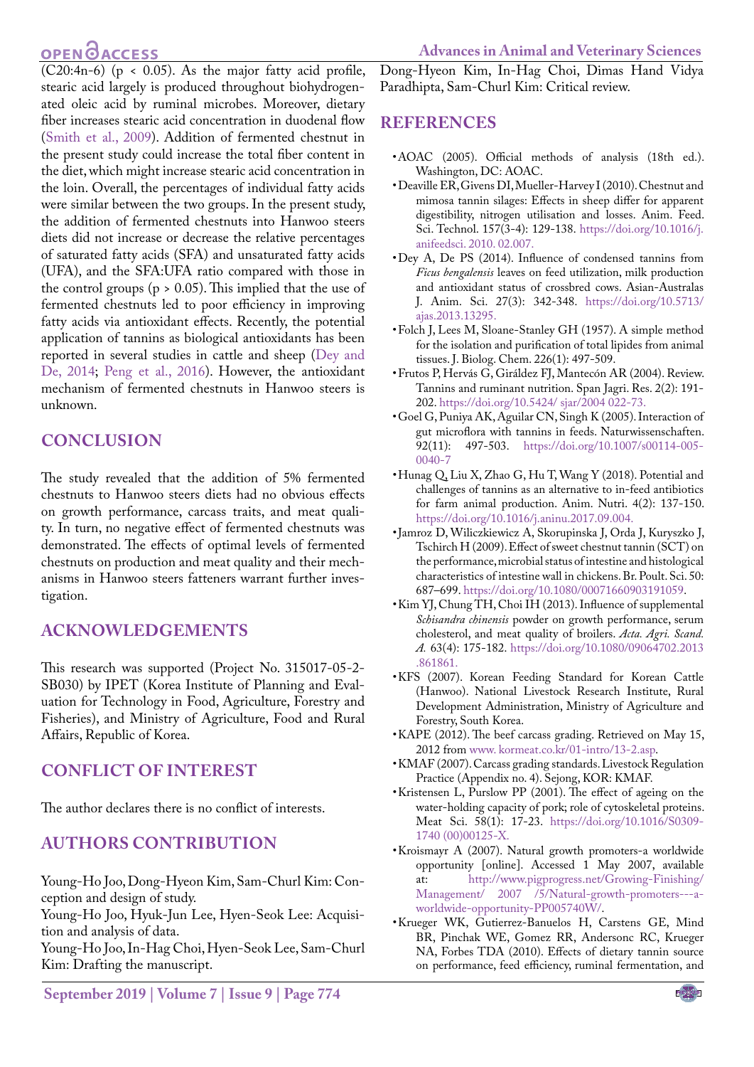(C20:4n-6) ($p < 0.05$). As the major fatty acid profile, stearic acid largely is produced throughout biohydrogenated oleic acid by ruminal microbes. Moreover, dietary fiber increases stearic acid concentration in duodenal flow (Smith et al., 2009). Addition of fermented chestnut in the present study could increase the total fiber content in the diet, which might increase stearic acid concentration in the loin. Overall, the percentages of individual fatty acids were similar between the two groups. In the present study, the addition of fermented chestnuts into Hanwoo steers diets did not increase or decrease the relative percentages of saturated fatty acids (SFA) and unsaturated fatty acids (UFA), and the SFA:UFA ratio compared with those in the control groups ($p > 0.05$). This implied that the use of fermented chestnuts led to poor efficiency in improving fatty acids via antioxidant effects. Recently, the potential application of tannins as biological antioxidants has been reported in several studies in cattle and sheep (Dey and De, 2014; Peng et al., 2016). However, the antioxidant mechanism of fermented chestnuts in Hanwoo steers is unknown.

## CONCLUSION

The study revealed that the addition of 5% fermented chestnuts to Hanwoo steers diets had no obvious effects on growth performance, carcass traits, and meat quality. In turn, no negative effect of fermented chestnuts was demonstrated. The effects of optimal levels of fermented chestnuts on production and meat quality and their mechanisms in Hanwoo steers fatteners warrant further investigation.

## ACKNOWLEDGEMENTS

This research was supported (Project No. 315017-05-2-SB030) by IPET (Korea Institute of Planning and Evaluation for Technology in Food, Agriculture, Forestry and Fisheries), and Ministry of Agriculture, Food and Rural Affairs, Republic of Korea.

## CONFLICT OF INTEREST

The author declares there is no conflict of interests.

## AUTHORS CONTRIBUTION

Young-Ho Joo, Dong-Hyeon Kim, Sam-Churl Kim: Conception and design of study.
Young-Ho Joo, Hyuk-Jun Lee, Hyen-Seok Lee: Acquisition and analysis of data.
Young-Ho Joo, In-Hag Choi, Hyen-Seok Lee, Sam-Churl Kim: Drafting the manuscript.
Dong-Hyeon Kim, In-Hag Choi, Dimas Hand Vidya Paradhipta, Sam-Churl Kim: Critical review.

## REFERENCES

- AOAC (2005). Official methods of analysis (18th ed.). Washington, DC: AOAC.
- Deaville ER, Givens DI, Mueller-Harvey I (2010). Chestnut and mimosa tannin silages: Effects in sheep differ for apparent digestibility, nitrogen utilisation and losses. Anim. Feed. Sci. Technol. 157(3-4): 129-138. https://doi.org/10.1016/j.anifeedsci. 2010. 02.007.
- Dey A, De PS (2014). Influence of condensed tannins from *Ficus bengalensis* leaves on feed utilization, milk production and antioxidant status of crossbred cows. Asian-Australas J. Anim. Sci. 27(3): 342-348. https://doi.org/10.5713/ajas.2013.13295.
- Folch J, Lees M, Sloane-Stanley GH (1957). A simple method for the isolation and purification of total lipides from animal tissues. J. Biolog. Chem. 226(1): 497-509.
- Frutos P, Hervás G, Giráldez FJ, Mantecón AR (2004). Review. Tannins and ruminant nutrition. Span Jagri. Res. 2(2): 191-202. https://doi.org/10.5424/ sjar/2004 022-73.
- Goel G, Puniya AK, Aguilar CN, Singh K (2005). Interaction of gut microflora with tannins in feeds. Naturwissenschaften. 92(11): 497-503. https://doi.org/10.1007/s00114-005-0040-7
- Hunag Q, Liu X, Zhao G, Hu T, Wang Y (2018). Potential and challenges of tannins as an alternative to in-feed antibiotics for farm animal production. Anim. Nutri. 4(2): 137-150. https://doi.org/10.1016/j.aninu.2017.09.004.
- Jamroz D, Wiliczkiewicz A, Skorupinska J, Orda J, Kuryszko J, Tschirch H (2009). Effect of sweet chestnut tannin (SCT) on the performance, microbial status of intestine and histological characteristics of intestine wall in chickens. Br. Poult. Sci. 50: 687–699. https://doi.org/10.1080/00071660903191059.
- Kim YJ, Chung TH, Choi IH (2013). Influence of supplemental *Schisandra chinensis* powder on growth performance, serum cholesterol, and meat quality of broilers. *Acta. Agri. Scand. A.* 63(4): 175-182. https://doi.org/10.1080/09064702.2013.861861.
- KFS (2007). Korean Feeding Standard for Korean Cattle (Hanwoo). National Livestock Research Institute, Rural Development Administration, Ministry of Agriculture and Forestry, South Korea.
- KAPE (2012). The beef carcass grading. Retrieved on May 15, 2012 from www. kormeat.co.kr/01-intro/13-2.asp.
- KMAF (2007). Carcass grading standards. Livestock Regulation Practice (Appendix no. 4). Sejong, KOR: KMAF.
- Kristensen L, Purslow PP (2001). The effect of ageing on the water-holding capacity of pork; role of cytoskeletal proteins. Meat Sci. 58(1): 17-23. https://doi.org/10.1016/S0309-1740 (00)00125-X.
- Kroismayr A (2007). Natural growth promoters-a worldwide opportunity [online]. Accessed 1 May 2007, available at: http://www.pigprogress.net/Growing-Finishing/Management/ 2007 /5/Natural-growth-promoters---a-worldwide-opportunity-PP005740W/.
- Krueger WK, Gutierrez-Banuelos H, Carstens GE, Mind BR, Pinchak WE, Gomez RR, Andersonc RC, Krueger NA, Forbes TDA (2010). Effects of dietary tannin source on performance, feed efficiency, ruminal fermentation, and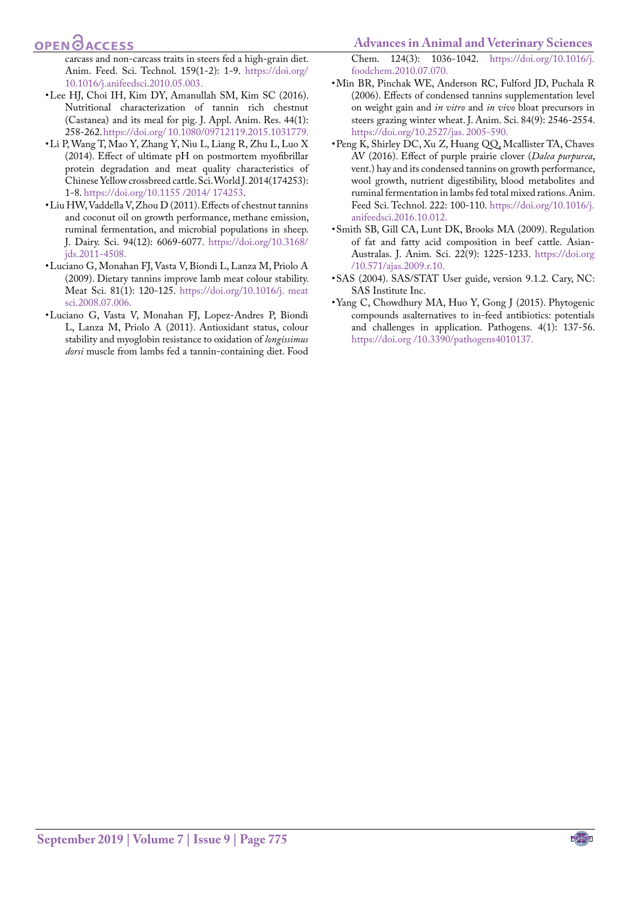carcass and non-carcass traits in steers fed a high-grain diet. Anim. Feed. Sci. Technol. 159(1-2): 1-9. https://doi.org/ 10.1016/j.anifeedsci.2010.05.003.

- Lee HJ, Choi IH, Kim DY, Amanullah SM, Kim SC (2016). Nutritional characterization of tannin rich chestnut (Castanea) and its meal for pig. J. Appl. Anim. Res. 44(1): 258-262. https://doi.org/ 10.1080/09712119.2015.1031779.
- Li P, Wang T, Mao Y, Zhang Y, Niu L, Liang R, Zhu L, Luo X (2014). Effect of ultimate pH on postmortem myofibrillar protein degradation and meat quality characteristics of Chinese Yellow crossbreed cattle. Sci. World J. 2014(174253): 1-8. https://doi.org/10.1155 /2014/ 174253.
- Liu HW, Vaddella V, Zhou D (2011). Effects of chestnut tannins and coconut oil on growth performance, methane emission, ruminal fermentation, and microbial populations in sheep. J. Dairy. Sci. 94(12): 6069-6077. https://doi.org/10.3168/ jds.2011-4508.
- Luciano G, Monahan FJ, Vasta V, Biondi L, Lanza M, Priolo A (2009). Dietary tannins improve lamb meat colour stability. Meat Sci. 81(1): 120-125. https://doi.org/10.1016/j. meat sci.2008.07.006.
- Luciano G, Vasta V, Monahan FJ, Lopez-Andres P, Biondi L, Lanza M, Priolo A (2011). Antioxidant status, colour stability and myoglobin resistance to oxidation of *longissimus dorsi* muscle from lambs fed a tannin-containing diet. Food Chem. 124(3): 1036-1042. https://doi.org/10.1016/j. foodchem.2010.07.070.
- Min BR, Pinchak WE, Anderson RC, Fulford JD, Puchala R (2006). Effects of condensed tannins supplementation level on weight gain and *in vitro* and *in vivo* bloat precursors in steers grazing winter wheat. J. Anim. Sci. 84(9): 2546-2554. https://doi.org/10.2527/jas. 2005-590.
- Peng K, Shirley DC, Xu Z, Huang QQ, Mcallister TA, Chaves AV (2016). Effect of purple prairie clover (*Dalea purpurea*, vent.) hay and its condensed tannins on growth performance, wool growth, nutrient digestibility, blood metabolites and ruminal fermentation in lambs fed total mixed rations. Anim. Feed Sci. Technol. 222: 100-110. https://doi.org/10.1016/j. anifeedsci.2016.10.012.
- Smith SB, Gill CA, Lunt DK, Brooks MA (2009). Regulation of fat and fatty acid composition in beef cattle. Asian-Australas. J. Anim. Sci. 22(9): 1225-1233. https://doi.org /10.571/ajas.2009.r.10.
- SAS (2004). SAS/STAT User guide, version 9.1.2. Cary, NC: SAS Institute Inc.
- Yang C, Chowdhury MA, Huo Y, Gong J (2015). Phytogenic compounds asalternatives to in-feed antibiotics: potentials and challenges in application. Pathogens. 4(1): 137-56. https://doi.org /10.3390/pathogens4010137.